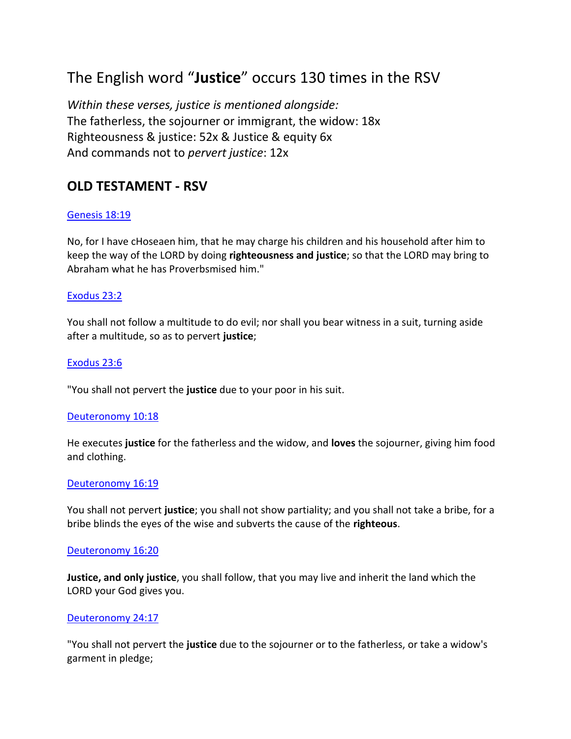# The English word "**Justice**" occurs 130 times in the RSV

*Within these verses, justice is mentioned alongside:*
The fatherless, the sojourner or immigrant, the widow: 18x
Righteousness & justice: 52x & Justice & equity 6x
And commands not to *pervert justice*: 12x

## OLD TESTAMENT - RSV

[Genesis 18:19]

No, for I have cHoseaen him, that he may charge his children and his household after him to keep the way of the LORD by doing **righteousness and justice**; so that the LORD may bring to Abraham what he has Proverbsmised him."

[Exodus 23:2]

You shall not follow a multitude to do evil; nor shall you bear witness in a suit, turning aside after a multitude, so as to pervert **justice**;

[Exodus 23:6]

"You shall not pervert the **justice** due to your poor in his suit.

[Deuteronomy 10:18]

He executes **justice** for the fatherless and the widow, and **loves** the sojourner, giving him food and clothing.

[Deuteronomy 16:19]

You shall not pervert **justice**; you shall not show partiality; and you shall not take a bribe, for a bribe blinds the eyes of the wise and subverts the cause of the **righteous**.

[Deuteronomy 16:20]

**Justice, and only justice**, you shall follow, that you may live and inherit the land which the LORD your God gives you.

[Deuteronomy 24:17]

"You shall not pervert the **justice** due to the sojourner or to the fatherless, or take a widow's garment in pledge;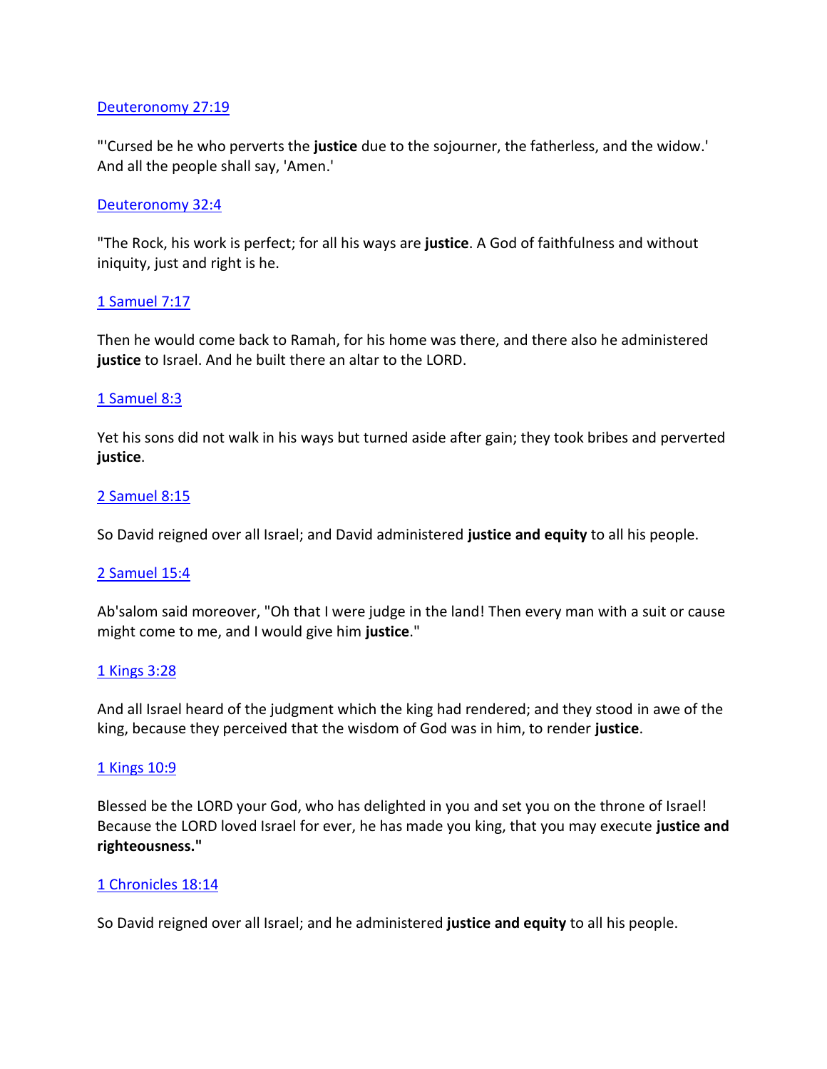Deuteronomy 27:19

"'Cursed be he who perverts the **justice** due to the sojourner, the fatherless, and the widow.' And all the people shall say, 'Amen.'

Deuteronomy 32:4

"The Rock, his work is perfect; for all his ways are **justice**. A God of faithfulness and without iniquity, just and right is he.

1 Samuel 7:17

Then he would come back to Ramah, for his home was there, and there also he administered **justice** to Israel. And he built there an altar to the LORD.

1 Samuel 8:3

Yet his sons did not walk in his ways but turned aside after gain; they took bribes and perverted **justice**.

2 Samuel 8:15

So David reigned over all Israel; and David administered **justice and equity** to all his people.

2 Samuel 15:4

Ab'salom said moreover, "Oh that I were judge in the land! Then every man with a suit or cause might come to me, and I would give him **justice**."

1 Kings 3:28

And all Israel heard of the judgment which the king had rendered; and they stood in awe of the king, because they perceived that the wisdom of God was in him, to render **justice**.

1 Kings 10:9

Blessed be the LORD your God, who has delighted in you and set you on the throne of Israel! Because the LORD loved Israel for ever, he has made you king, that you may execute **justice and righteousness."**

1 Chronicles 18:14

So David reigned over all Israel; and he administered **justice and equity** to all his people.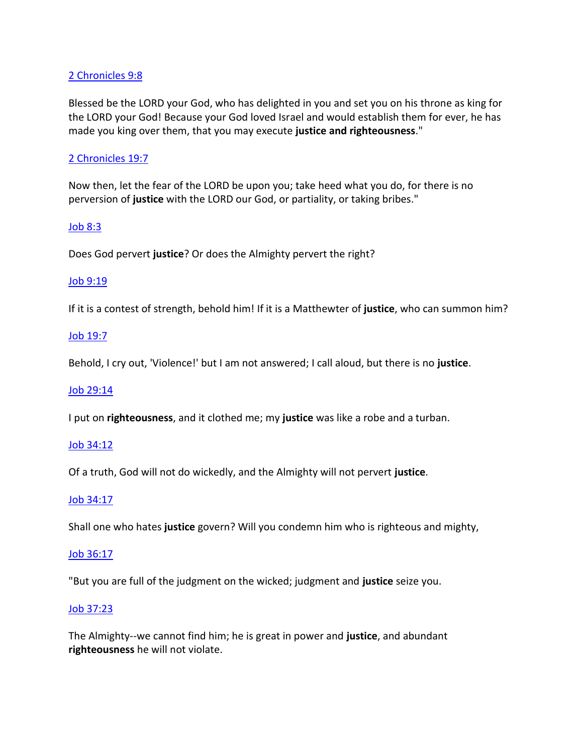2 Chronicles 9:8

Blessed be the LORD your God, who has delighted in you and set you on his throne as king for the LORD your God! Because your God loved Israel and would establish them for ever, he has made you king over them, that you may execute **justice and righteousness**."

2 Chronicles 19:7

Now then, let the fear of the LORD be upon you; take heed what you do, for there is no perversion of **justice** with the LORD our God, or partiality, or taking bribes."

Job 8:3

Does God pervert **justice**? Or does the Almighty pervert the right?

Job 9:19

If it is a contest of strength, behold him! If it is a Matthewter of **justice**, who can summon him?

Job 19:7

Behold, I cry out, 'Violence!' but I am not answered; I call aloud, but there is no **justice**.

Job 29:14

I put on **righteousness**, and it clothed me; my **justice** was like a robe and a turban.

Job 34:12

Of a truth, God will not do wickedly, and the Almighty will not pervert **justice**.

Job 34:17

Shall one who hates **justice** govern? Will you condemn him who is righteous and mighty,

Job 36:17

"But you are full of the judgment on the wicked; judgment and **justice** seize you.

Job 37:23

The Almighty--we cannot find him; he is great in power and **justice**, and abundant **righteousness** he will not violate.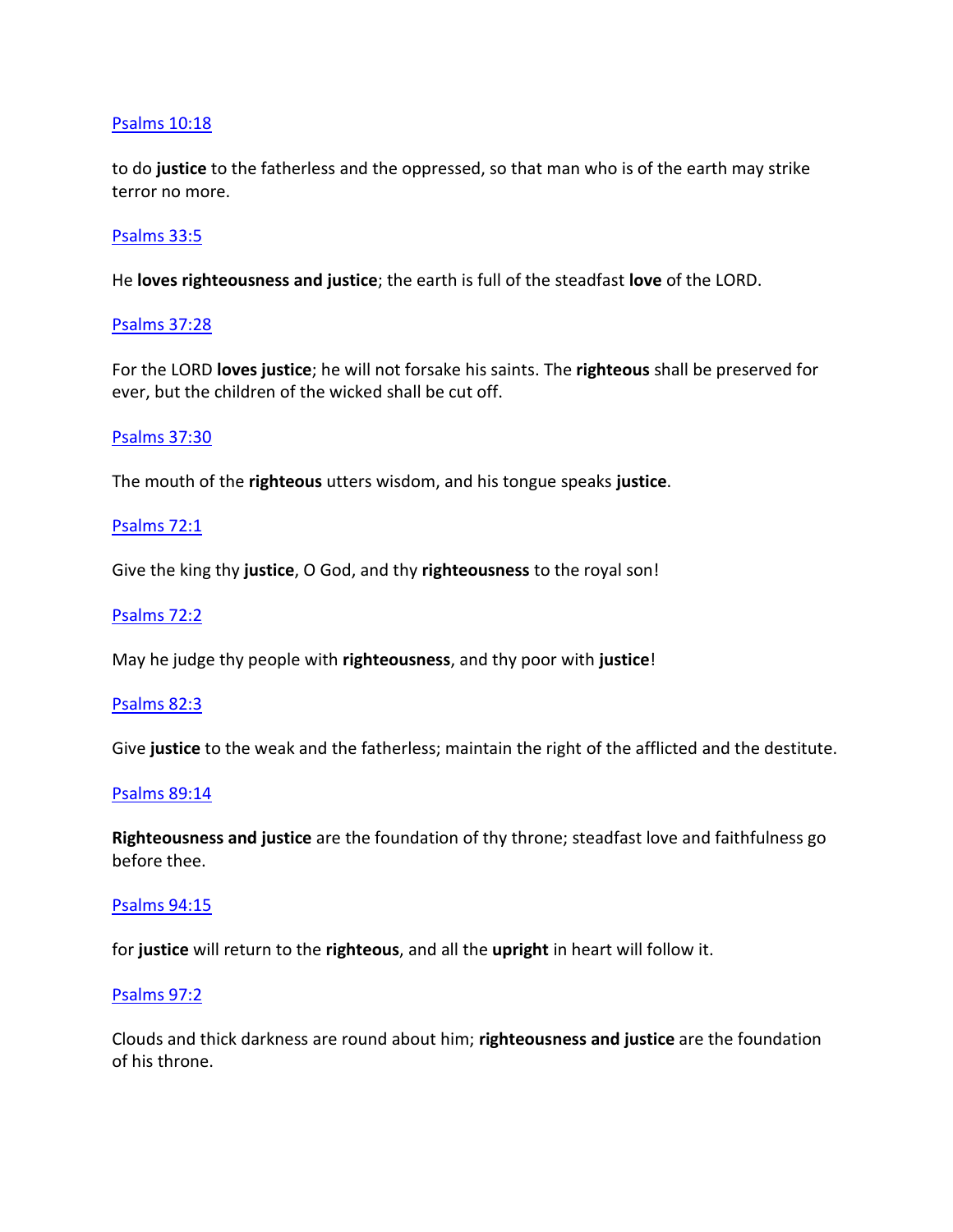Psalms 10:18

to do **justice** to the fatherless and the oppressed, so that man who is of the earth may strike terror no more.

Psalms 33:5

He **loves righteousness and justice**; the earth is full of the steadfast **love** of the LORD.

Psalms 37:28

For the LORD **loves justice**; he will not forsake his saints. The **righteous** shall be preserved for ever, but the children of the wicked shall be cut off.

Psalms 37:30

The mouth of the **righteous** utters wisdom, and his tongue speaks **justice**.

Psalms 72:1

Give the king thy **justice**, O God, and thy **righteousness** to the royal son!

Psalms 72:2

May he judge thy people with **righteousness**, and thy poor with **justice**!

Psalms 82:3

Give **justice** to the weak and the fatherless; maintain the right of the afflicted and the destitute.

Psalms 89:14

**Righteousness and justice** are the foundation of thy throne; steadfast love and faithfulness go before thee.

Psalms 94:15

for **justice** will return to the **righteous**, and all the **upright** in heart will follow it.

Psalms 97:2

Clouds and thick darkness are round about him; **righteousness and justice** are the foundation of his throne.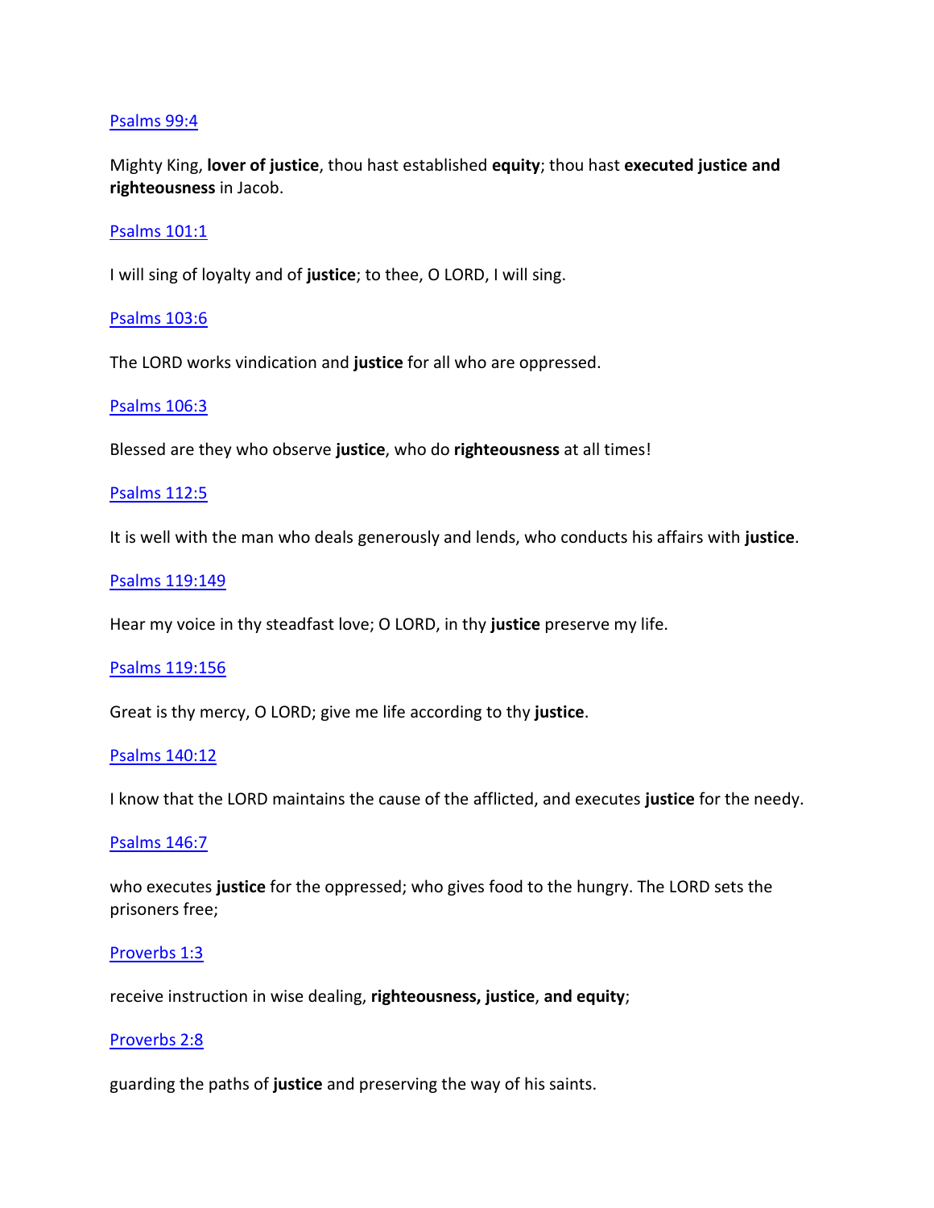[Psalms 99:4]

Mighty King, **lover of justice**, thou hast established **equity**; thou hast **executed justice and righteousness** in Jacob.

[Psalms 101:1]

I will sing of loyalty and of **justice**; to thee, O LORD, I will sing.

[Psalms 103:6]

The LORD works vindication and **justice** for all who are oppressed.

[Psalms 106:3]

Blessed are they who observe **justice**, who do **righteousness** at all times!

[Psalms 112:5]

It is well with the man who deals generously and lends, who conducts his affairs with **justice**.

[Psalms 119:149]

Hear my voice in thy steadfast love; O LORD, in thy **justice** preserve my life.

[Psalms 119:156]

Great is thy mercy, O LORD; give me life according to thy **justice**.

[Psalms 140:12]

I know that the LORD maintains the cause of the afflicted, and executes **justice** for the needy.

[Psalms 146:7]

who executes **justice** for the oppressed; who gives food to the hungry. The LORD sets the prisoners free;

[Proverbs 1:3]

receive instruction in wise dealing, **righteousness, justice**, **and equity**;

[Proverbs 2:8]

guarding the paths of **justice** and preserving the way of his saints.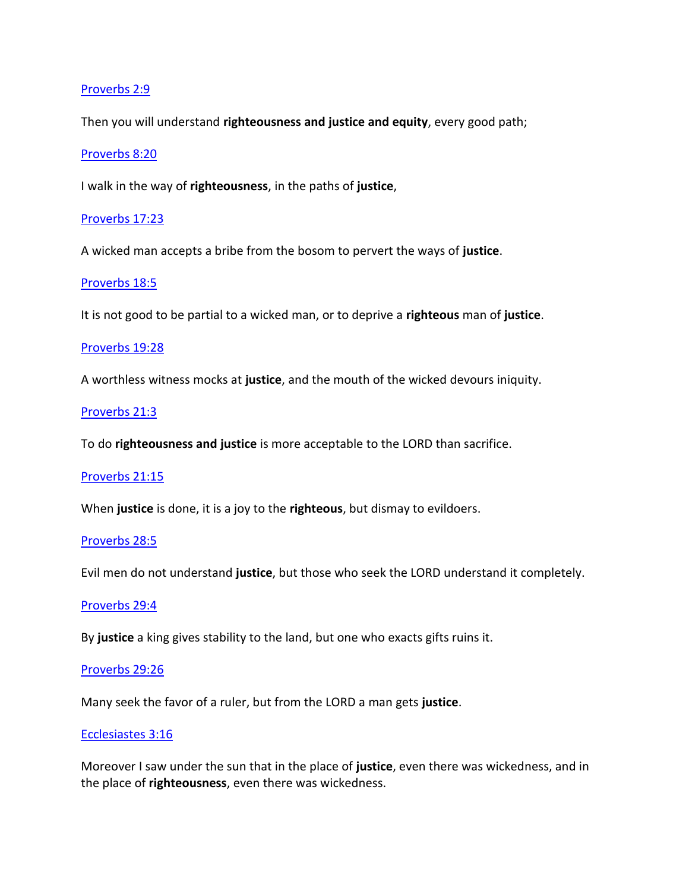Proverbs 2:9

Then you will understand **righteousness and justice and equity**, every good path;

Proverbs 8:20

I walk in the way of **righteousness**, in the paths of **justice**,

Proverbs 17:23

A wicked man accepts a bribe from the bosom to pervert the ways of **justice**.

Proverbs 18:5

It is not good to be partial to a wicked man, or to deprive a **righteous** man of **justice**.

Proverbs 19:28

A worthless witness mocks at **justice**, and the mouth of the wicked devours iniquity.

Proverbs 21:3

To do **righteousness and justice** is more acceptable to the LORD than sacrifice.

Proverbs 21:15

When **justice** is done, it is a joy to the **righteous**, but dismay to evildoers.

Proverbs 28:5

Evil men do not understand **justice**, but those who seek the LORD understand it completely.

Proverbs 29:4

By **justice** a king gives stability to the land, but one who exacts gifts ruins it.

Proverbs 29:26

Many seek the favor of a ruler, but from the LORD a man gets **justice**.

Ecclesiastes 3:16

Moreover I saw under the sun that in the place of **justice**, even there was wickedness, and in the place of **righteousness**, even there was wickedness.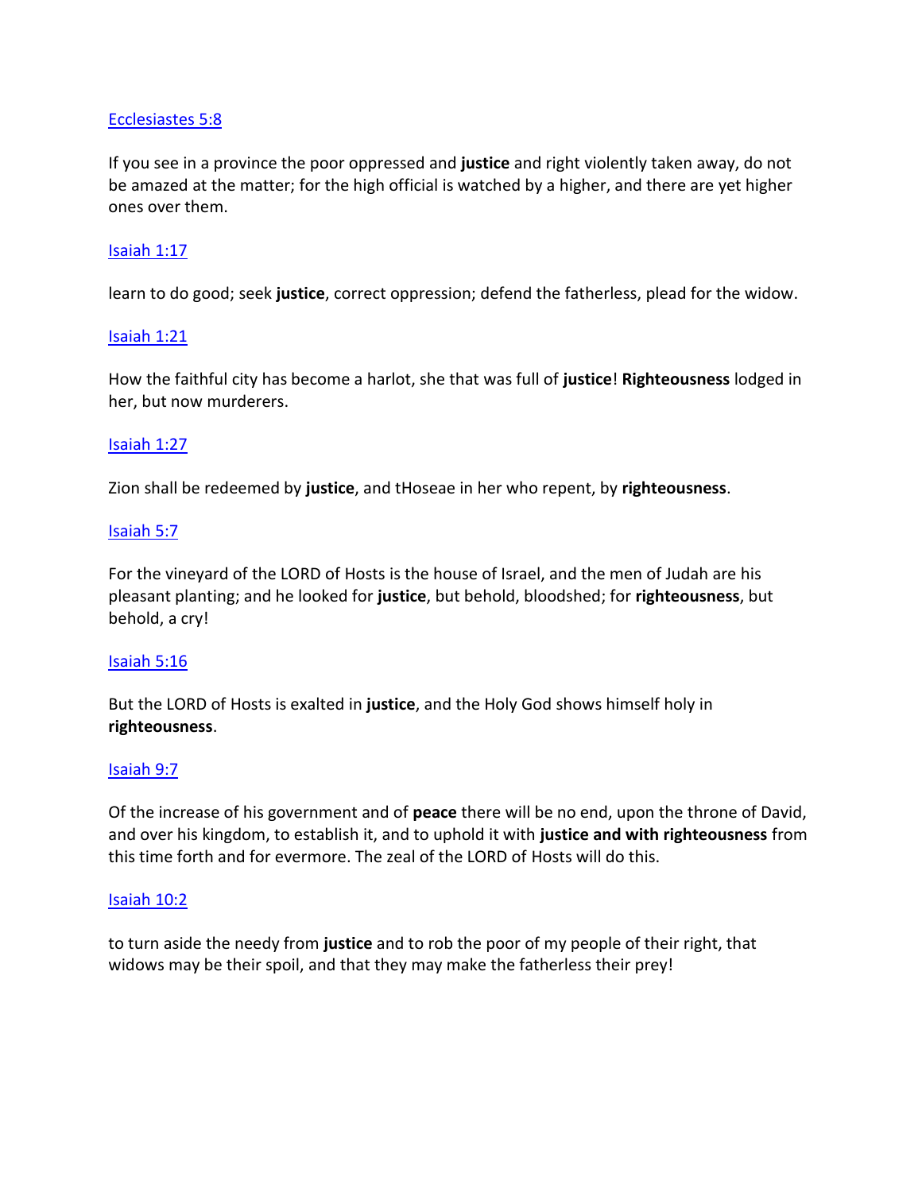[Ecclesiastes 5:8]

If you see in a province the poor oppressed and **justice** and right violently taken away, do not be amazed at the matter; for the high official is watched by a higher, and there are yet higher ones over them.

[Isaiah 1:17]

learn to do good; seek **justice**, correct oppression; defend the fatherless, plead for the widow.

[Isaiah 1:21]

How the faithful city has become a harlot, she that was full of **justice**! **Righteousness** lodged in her, but now murderers.

[Isaiah 1:27]

Zion shall be redeemed by **justice**, and tHoseae in her who repent, by **righteousness**.

[Isaiah 5:7]

For the vineyard of the LORD of Hosts is the house of Israel, and the men of Judah are his pleasant planting; and he looked for **justice**, but behold, bloodshed; for **righteousness**, but behold, a cry!

[Isaiah 5:16]

But the LORD of Hosts is exalted in **justice**, and the Holy God shows himself holy in **righteousness**.

[Isaiah 9:7]

Of the increase of his government and of **peace** there will be no end, upon the throne of David, and over his kingdom, to establish it, and to uphold it with **justice and with righteousness** from this time forth and for evermore. The zeal of the LORD of Hosts will do this.

[Isaiah 10:2]

to turn aside the needy from **justice** and to rob the poor of my people of their right, that widows may be their spoil, and that they may make the fatherless their prey!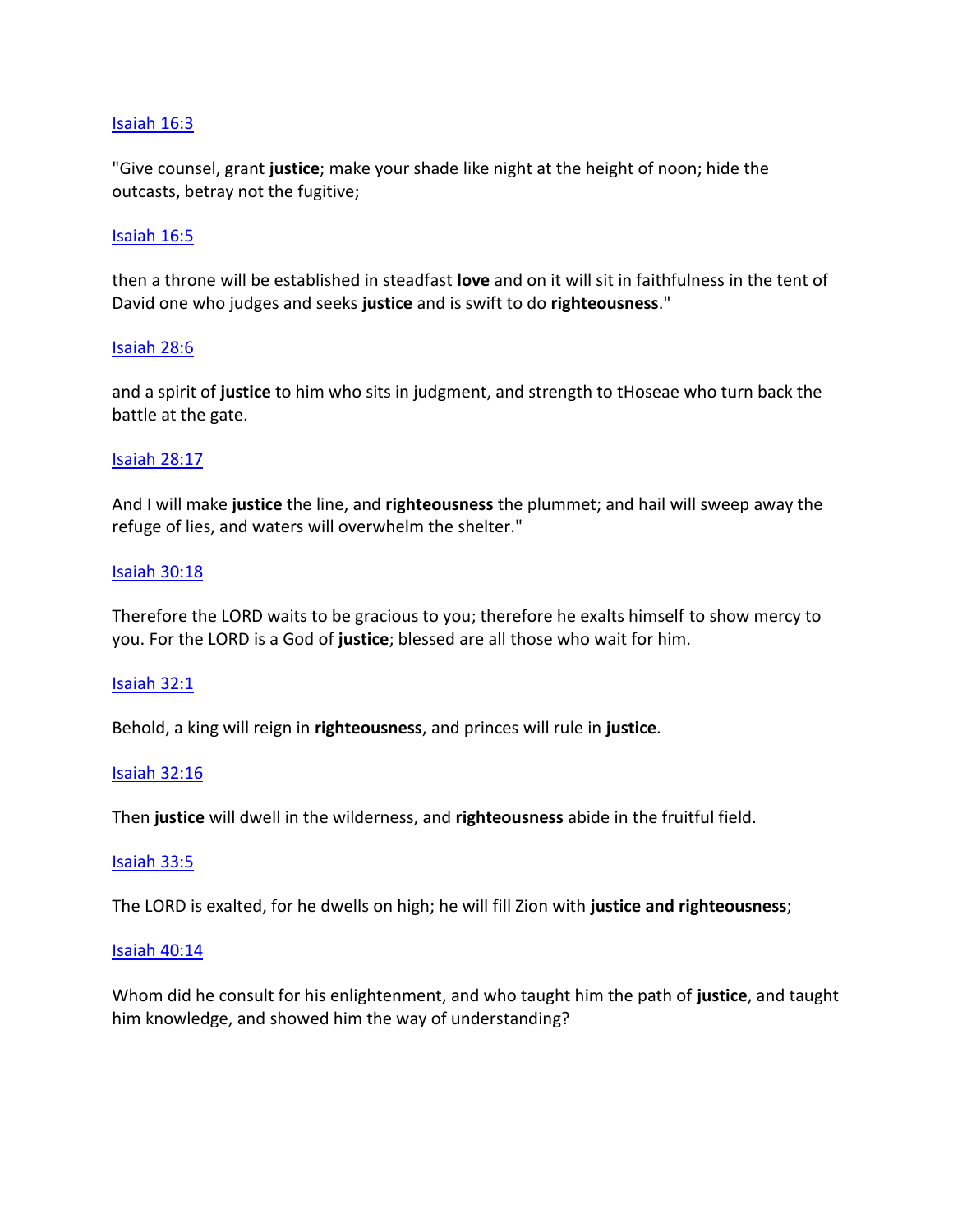Isaiah 16:3

"Give counsel, grant **justice**; make your shade like night at the height of noon; hide the outcasts, betray not the fugitive;

Isaiah 16:5

then a throne will be established in steadfast **love** and on it will sit in faithfulness in the tent of David one who judges and seeks **justice** and is swift to do **righteousness**."

Isaiah 28:6

and a spirit of **justice** to him who sits in judgment, and strength to tHoseae who turn back the battle at the gate.

Isaiah 28:17

And I will make **justice** the line, and **righteousness** the plummet; and hail will sweep away the refuge of lies, and waters will overwhelm the shelter."

Isaiah 30:18

Therefore the LORD waits to be gracious to you; therefore he exalts himself to show mercy to you. For the LORD is a God of **justice**; blessed are all those who wait for him.

Isaiah 32:1

Behold, a king will reign in **righteousness**, and princes will rule in **justice**.

Isaiah 32:16

Then **justice** will dwell in the wilderness, and **righteousness** abide in the fruitful field.

Isaiah 33:5

The LORD is exalted, for he dwells on high; he will fill Zion with **justice and righteousness**;

Isaiah 40:14

Whom did he consult for his enlightenment, and who taught him the path of **justice**, and taught him knowledge, and showed him the way of understanding?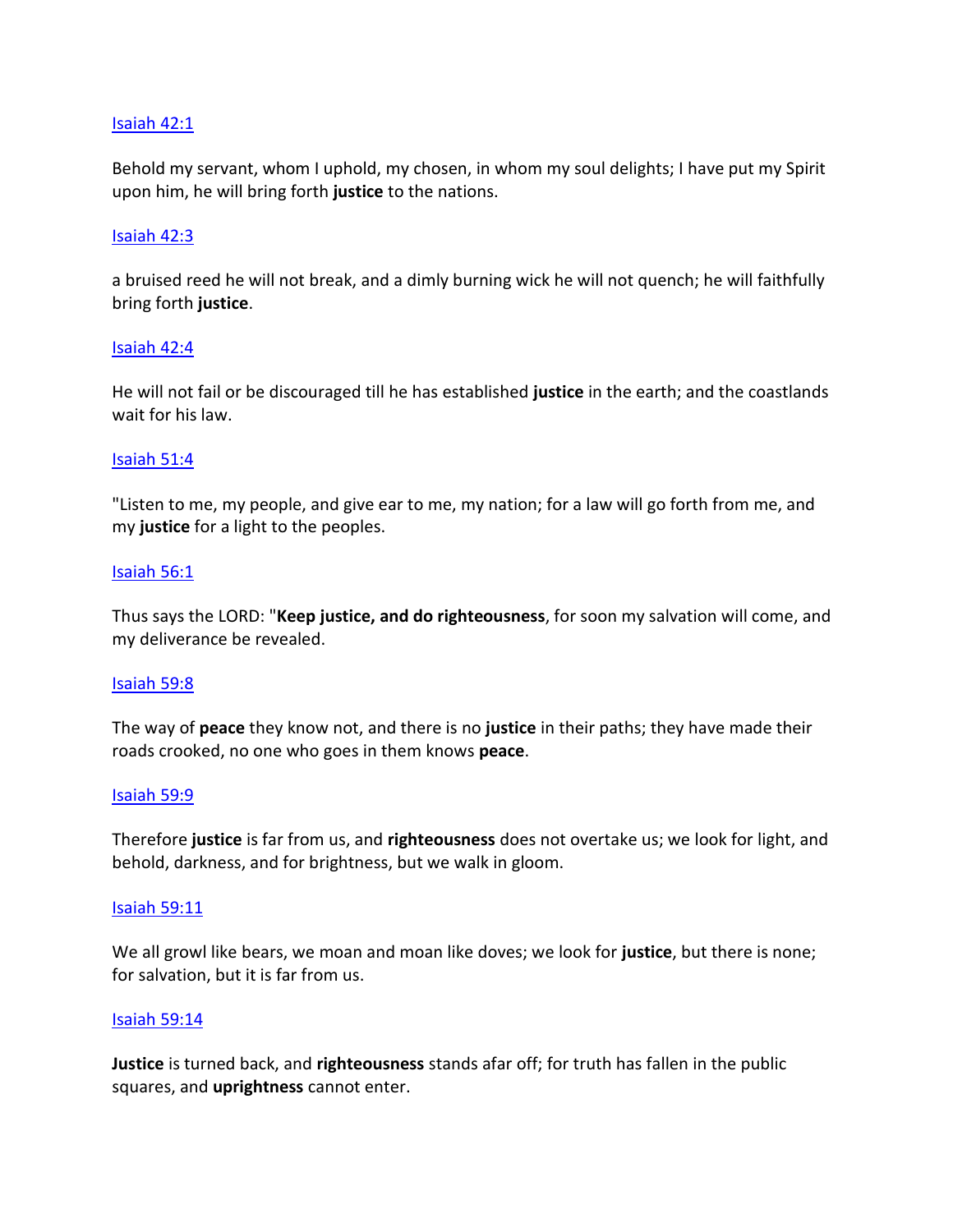[Isaiah 42:1]

Behold my servant, whom I uphold, my chosen, in whom my soul delights; I have put my Spirit upon him, he will bring forth **justice** to the nations.

[Isaiah 42:3]

a bruised reed he will not break, and a dimly burning wick he will not quench; he will faithfully bring forth **justice**.

[Isaiah 42:4]

He will not fail or be discouraged till he has established **justice** in the earth; and the coastlands wait for his law.

[Isaiah 51:4]

"Listen to me, my people, and give ear to me, my nation; for a law will go forth from me, and my **justice** for a light to the peoples.

[Isaiah 56:1]

Thus says the LORD: "**Keep justice, and do righteousness**, for soon my salvation will come, and my deliverance be revealed.

[Isaiah 59:8]

The way of **peace** they know not, and there is no **justice** in their paths; they have made their roads crooked, no one who goes in them knows **peace**.

[Isaiah 59:9]

Therefore **justice** is far from us, and **righteousness** does not overtake us; we look for light, and behold, darkness, and for brightness, but we walk in gloom.

[Isaiah 59:11]

We all growl like bears, we moan and moan like doves; we look for **justice**, but there is none; for salvation, but it is far from us.

[Isaiah 59:14]

**Justice** is turned back, and **righteousness** stands afar off; for truth has fallen in the public squares, and **uprightness** cannot enter.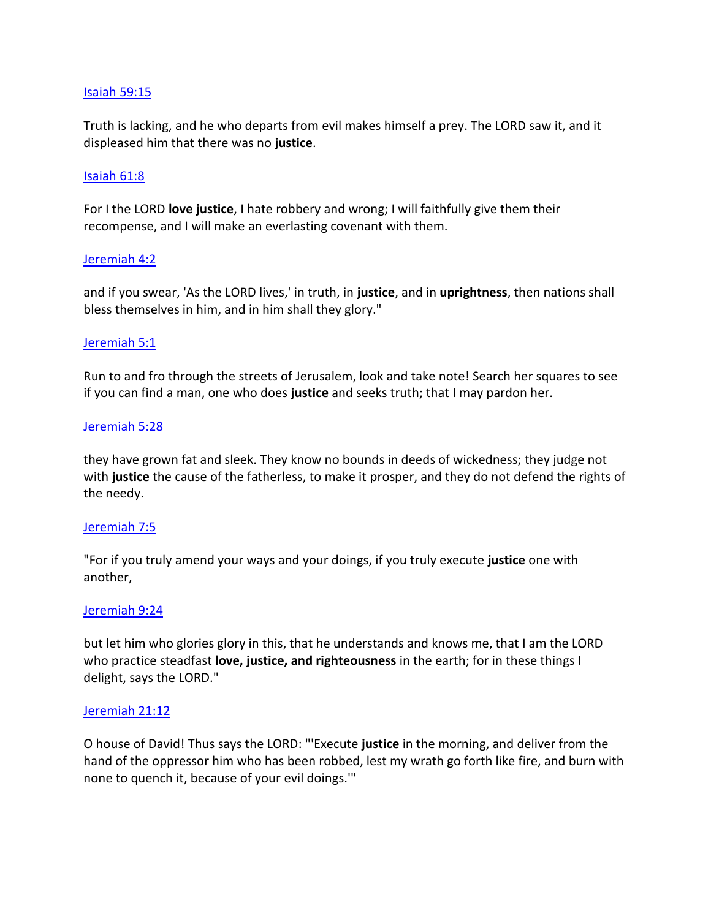[Isaiah 59:15]

Truth is lacking, and he who departs from evil makes himself a prey. The LORD saw it, and it displeased him that there was no **justice**.

[Isaiah 61:8]

For I the LORD **love justice**, I hate robbery and wrong; I will faithfully give them their recompense, and I will make an everlasting covenant with them.

[Jeremiah 4:2]

and if you swear, 'As the LORD lives,' in truth, in **justice**, and in **uprightness**, then nations shall bless themselves in him, and in him shall they glory."

[Jeremiah 5:1]

Run to and fro through the streets of Jerusalem, look and take note! Search her squares to see if you can find a man, one who does **justice** and seeks truth; that I may pardon her.

[Jeremiah 5:28]

they have grown fat and sleek. They know no bounds in deeds of wickedness; they judge not with **justice** the cause of the fatherless, to make it prosper, and they do not defend the rights of the needy.

[Jeremiah 7:5]

"For if you truly amend your ways and your doings, if you truly execute **justice** one with another,

[Jeremiah 9:24]

but let him who glories glory in this, that he understands and knows me, that I am the LORD who practice steadfast **love, justice, and righteousness** in the earth; for in these things I delight, says the LORD."

[Jeremiah 21:12]

O house of David! Thus says the LORD: "'Execute **justice** in the morning, and deliver from the hand of the oppressor him who has been robbed, lest my wrath go forth like fire, and burn with none to quench it, because of your evil doings.'"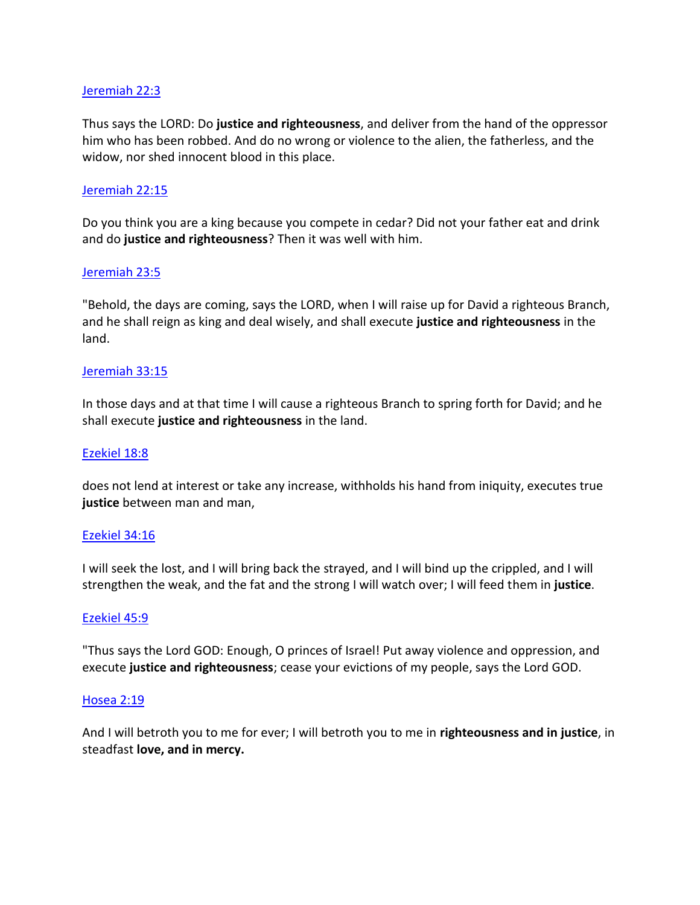[Jeremiah 22:3]

Thus says the LORD: Do **justice and righteousness**, and deliver from the hand of the oppressor him who has been robbed. And do no wrong or violence to the alien, the fatherless, and the widow, nor shed innocent blood in this place.

[Jeremiah 22:15]

Do you think you are a king because you compete in cedar? Did not your father eat and drink and do **justice and righteousness**? Then it was well with him.

[Jeremiah 23:5]

"Behold, the days are coming, says the LORD, when I will raise up for David a righteous Branch, and he shall reign as king and deal wisely, and shall execute **justice and righteousness** in the land.

[Jeremiah 33:15]

In those days and at that time I will cause a righteous Branch to spring forth for David; and he shall execute **justice and righteousness** in the land.

[Ezekiel 18:8]

does not lend at interest or take any increase, withholds his hand from iniquity, executes true **justice** between man and man,

[Ezekiel 34:16]

I will seek the lost, and I will bring back the strayed, and I will bind up the crippled, and I will strengthen the weak, and the fat and the strong I will watch over; I will feed them in **justice**.

[Ezekiel 45:9]

"Thus says the Lord GOD: Enough, O princes of Israel! Put away violence and oppression, and execute **justice and righteousness**; cease your evictions of my people, says the Lord GOD.

[Hosea 2:19]

And I will betroth you to me for ever; I will betroth you to me in **righteousness and in justice**, in steadfast **love, and in mercy.**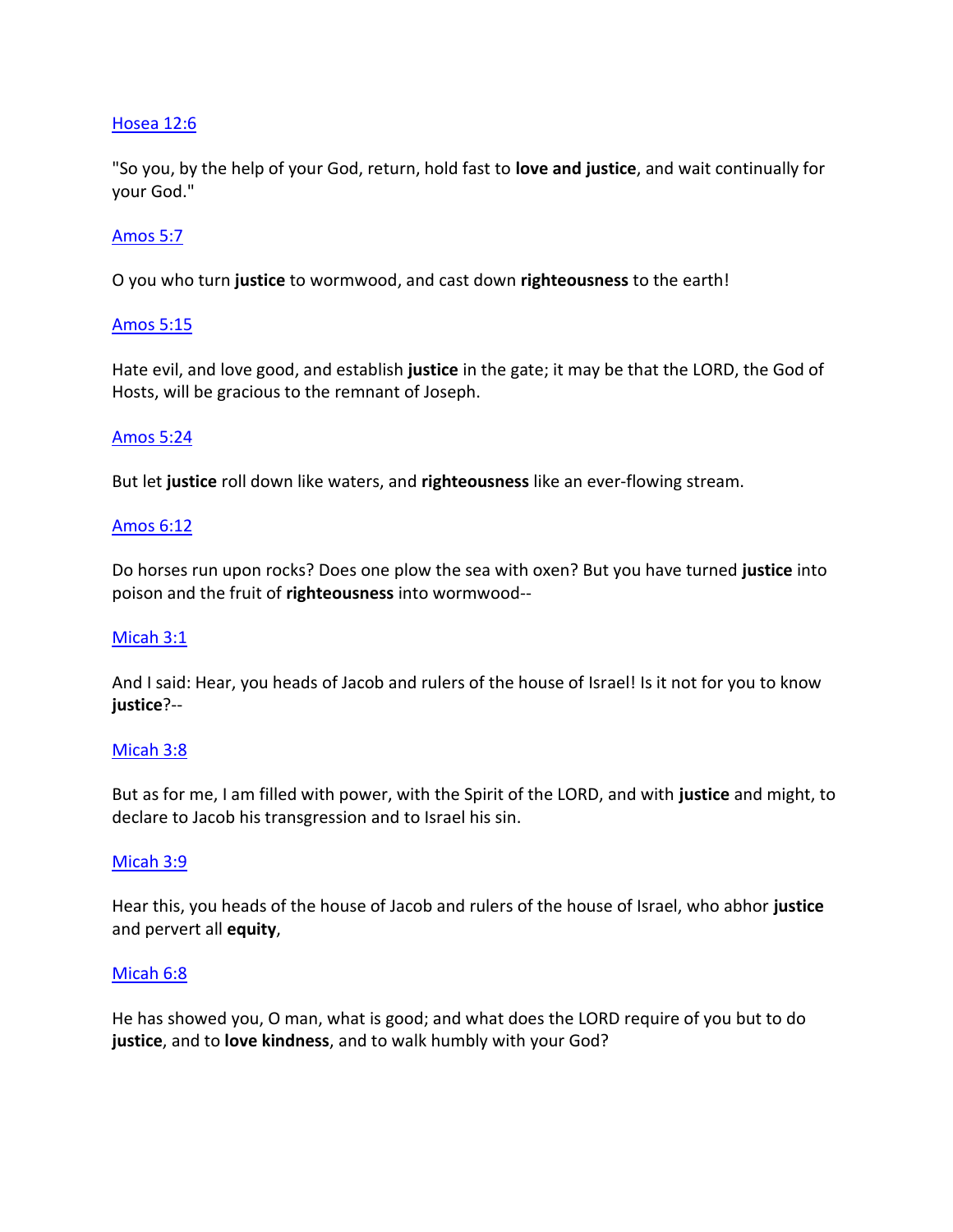Hosea 12:6

"So you, by the help of your God, return, hold fast to **love and justice**, and wait continually for your God."

Amos 5:7

O you who turn **justice** to wormwood, and cast down **righteousness** to the earth!

Amos 5:15

Hate evil, and love good, and establish **justice** in the gate; it may be that the LORD, the God of Hosts, will be gracious to the remnant of Joseph.

Amos 5:24

But let **justice** roll down like waters, and **righteousness** like an ever-flowing stream.

Amos 6:12

Do horses run upon rocks? Does one plow the sea with oxen? But you have turned **justice** into poison and the fruit of **righteousness** into wormwood--

Micah 3:1

And I said: Hear, you heads of Jacob and rulers of the house of Israel! Is it not for you to know **justice**?--

Micah 3:8

But as for me, I am filled with power, with the Spirit of the LORD, and with **justice** and might, to declare to Jacob his transgression and to Israel his sin.

Micah 3:9

Hear this, you heads of the house of Jacob and rulers of the house of Israel, who abhor **justice** and pervert all **equity**,

Micah 6:8

He has showed you, O man, what is good; and what does the LORD require of you but to do **justice**, and to **love kindness**, and to walk humbly with your God?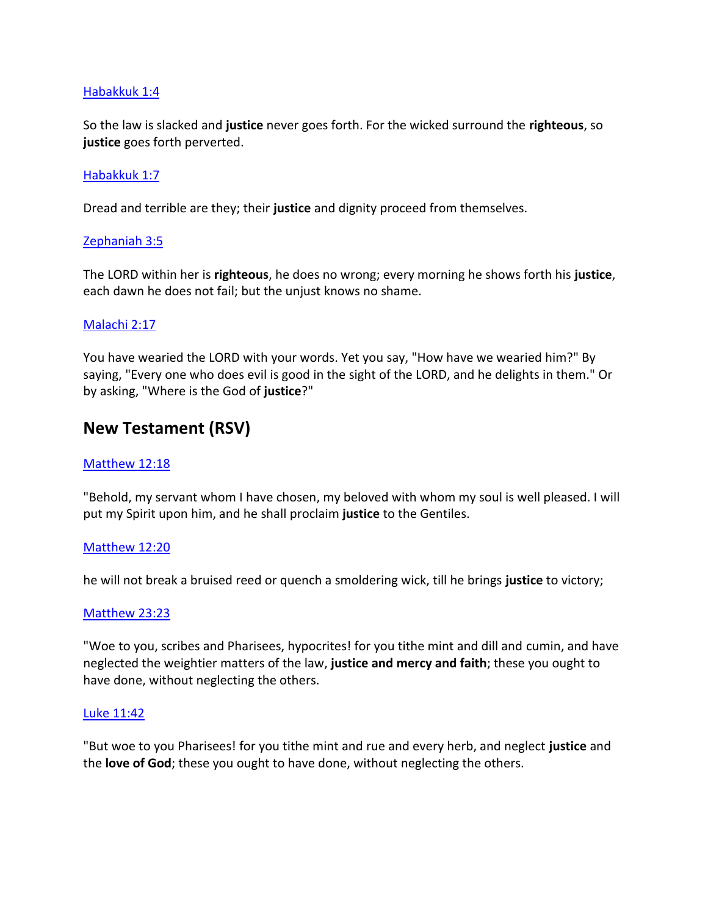[Habakkuk 1:4]

So the law is slacked and **justice** never goes forth. For the wicked surround the **righteous**, so **justice** goes forth perverted.

[Habakkuk 1:7]

Dread and terrible are they; their **justice** and dignity proceed from themselves.

[Zephaniah 3:5]

The LORD within her is **righteous**, he does no wrong; every morning he shows forth his **justice**, each dawn he does not fail; but the unjust knows no shame.

[Malachi 2:17]

You have wearied the LORD with your words. Yet you say, "How have we wearied him?" By saying, "Every one who does evil is good in the sight of the LORD, and he delights in them." Or by asking, "Where is the God of **justice**?"

## New Testament (RSV)

[Matthew 12:18]

"Behold, my servant whom I have chosen, my beloved with whom my soul is well pleased. I will put my Spirit upon him, and he shall proclaim **justice** to the Gentiles.

[Matthew 12:20]

he will not break a bruised reed or quench a smoldering wick, till he brings **justice** to victory;

[Matthew 23:23]

"Woe to you, scribes and Pharisees, hypocrites! for you tithe mint and dill and cumin, and have neglected the weightier matters of the law, **justice and mercy and faith**; these you ought to have done, without neglecting the others.

[Luke 11:42]

"But woe to you Pharisees! for you tithe mint and rue and every herb, and neglect **justice** and the **love of God**; these you ought to have done, without neglecting the others.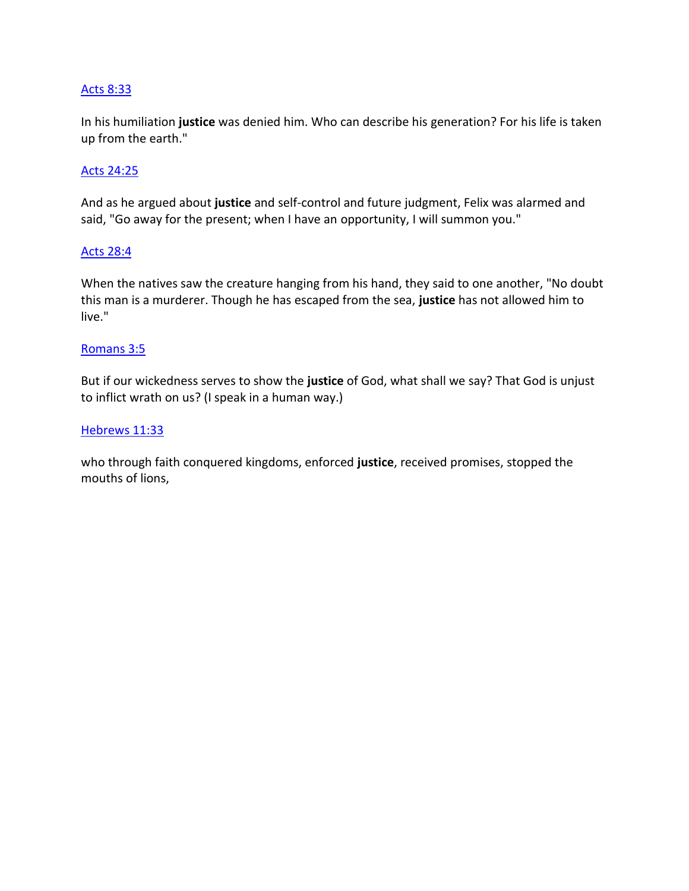Acts 8:33

In his humiliation **justice** was denied him. Who can describe his generation? For his life is taken up from the earth."

Acts 24:25

And as he argued about **justice** and self-control and future judgment, Felix was alarmed and said, "Go away for the present; when I have an opportunity, I will summon you."

Acts 28:4

When the natives saw the creature hanging from his hand, they said to one another, "No doubt this man is a murderer. Though he has escaped from the sea, **justice** has not allowed him to live."

Romans 3:5

But if our wickedness serves to show the **justice** of God, what shall we say? That God is unjust to inflict wrath on us? (I speak in a human way.)

Hebrews 11:33

who through faith conquered kingdoms, enforced **justice**, received promises, stopped the mouths of lions,